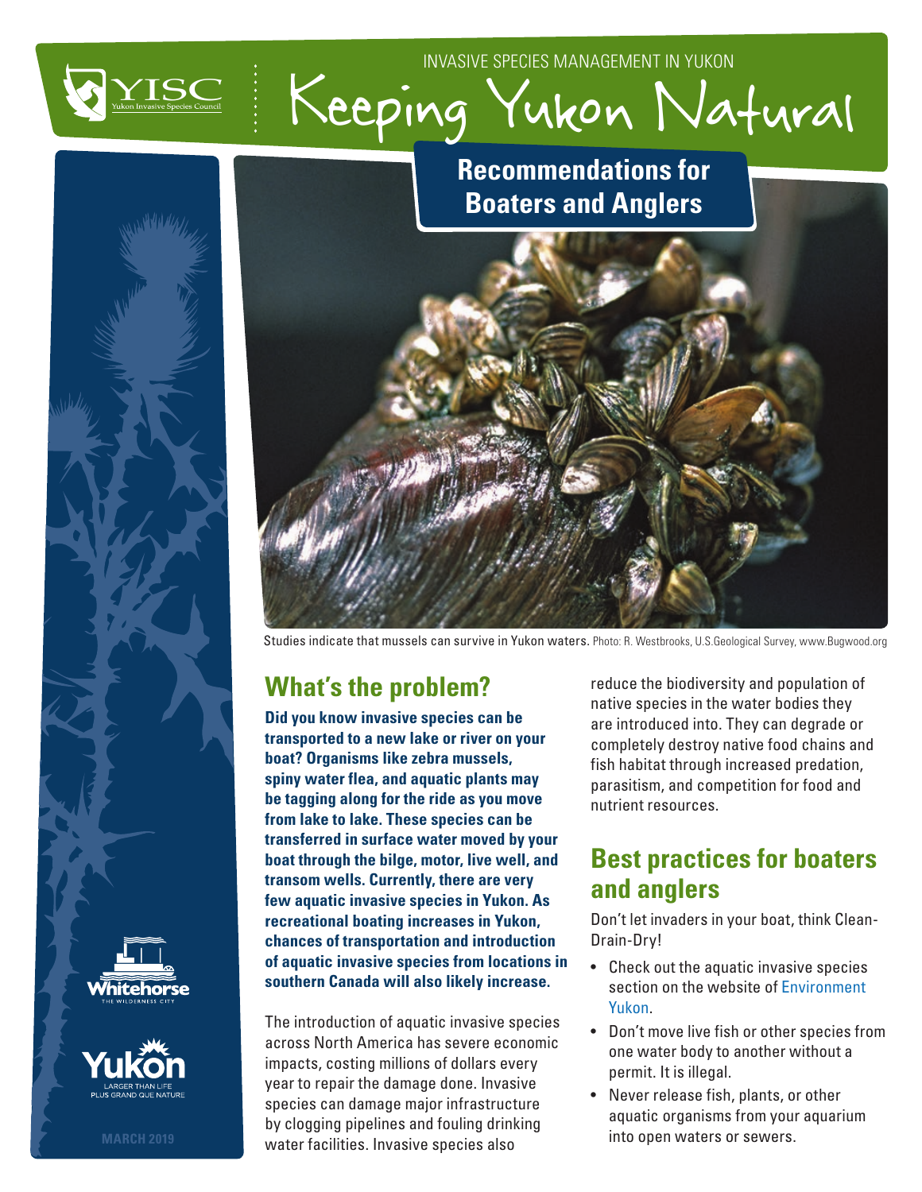INVASIVE SPECIES MANAGEMENT IN YUKON

# Keeping Yukon Natural

## Recommendations for Boaters and Anglers

Studies indicate that mussels can survive in Yukon waters. Photo: R. Westbrooks, U.S.Geological Survey, www.Bugwood.org

## What's the problem?

**Did you know invasive species can be transported to a new lake or river on your boat? Organisms like zebra mussels, spiny water flea, and aquatic plants may be tagging along for the ride as you move from lake to lake. These species can be transferred in surface water moved by your boat through the bilge, motor, live well, and transom wells. Currently, there are very few aquatic invasive species in Yukon. As recreational boating increases in Yukon, chances of transportation and introduction of aquatic invasive species from locations in southern Canada will also likely increase.**

The introduction of aquatic invasive species across North America has severe economic impacts, costing millions of dollars every year to repair the damage done. Invasive species can damage major infrastructure by clogging pipelines and fouling drinking water facilities. Invasive species also reduce the biodiversity and population of native species in the water bodies they are introduced into. They can degrade or completely destroy native food chains and fish habitat through increased predation, parasitism, and competition for food and nutrient resources.

## Best practices for boaters and anglers

Don't let invaders in your boat, think Clean-Drain-Dry!

- Check out the aquatic invasive species section on the website of Environment Yukon.
- Don't move live fish or other species from one water body to another without a permit. It is illegal.
- Never release fish, plants, or other aquatic organisms from your aquarium into open waters or sewers.

MARCH 2019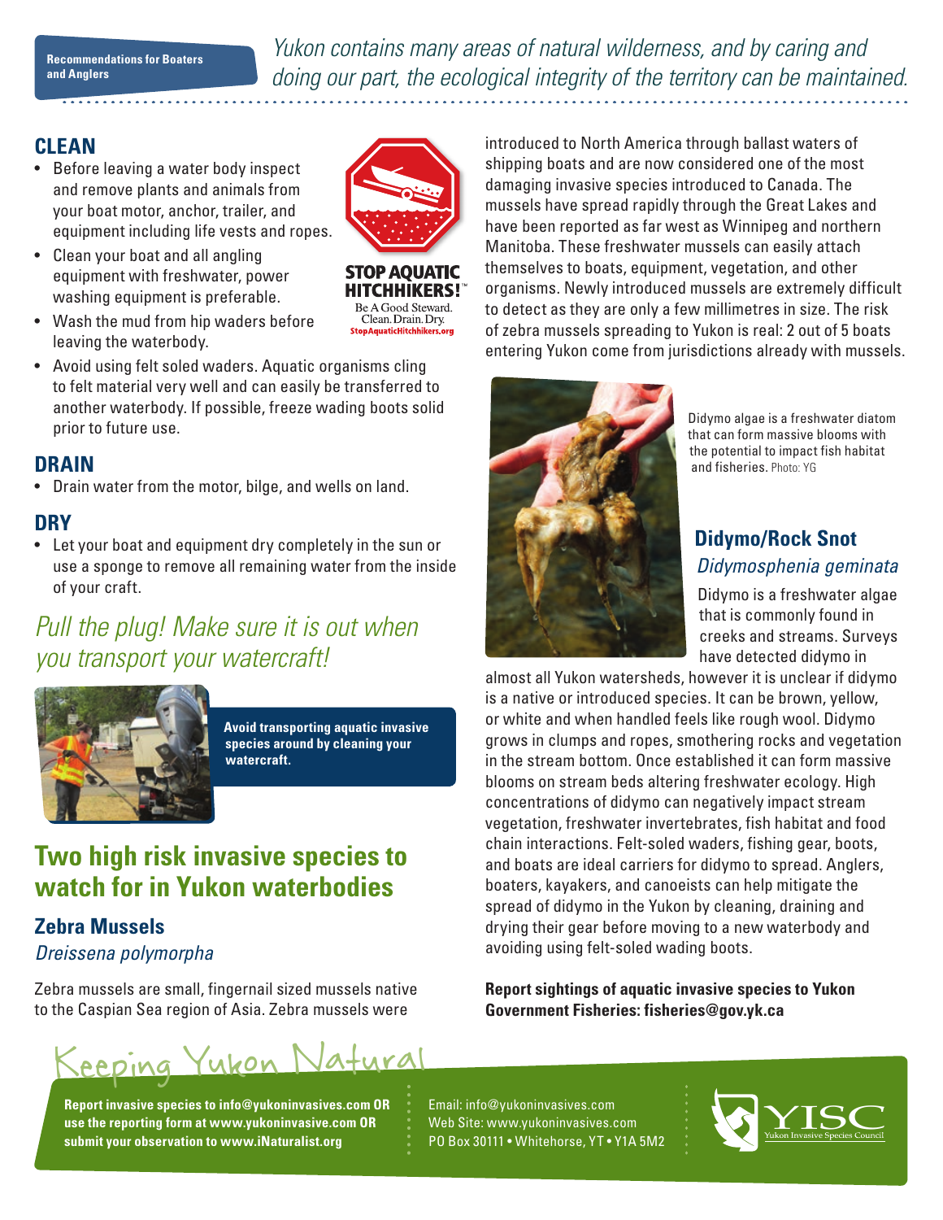**Recommendations for Boaters and Anglers**

*Yukon contains many areas of natural wilderness, and by caring and doing our part, the ecological integrity of the territory can be maintained.*

## CLEAN

- Before leaving a water body inspect and remove plants and animals from your boat motor, anchor, trailer, and equipment including life vests and ropes.
- Clean your boat and all angling equipment with freshwater, power washing equipment is preferable.
- Wash the mud from hip waders before leaving the waterbody.
- Avoid using felt soled waders. Aquatic organisms cling to felt material very well and can easily be transferred to another waterbody. If possible, freeze wading boots solid prior to future use.

STOP AQUATIC HITCHHIKERS!™
Be A Good Steward. Clean. Drain. Dry.
StopAquaticHitchhikers.org

## DRAIN

- Drain water from the motor, bilge, and wells on land.

## DRY

- Let your boat and equipment dry completely in the sun or use a sponge to remove all remaining water from the inside of your craft.

*Pull the plug! Make sure it is out when you transport your watercraft!*

**Avoid transporting aquatic invasive species around by cleaning your watercraft.**

## Two high risk invasive species to watch for in Yukon waterbodies

### Zebra Mussels

*Dreissena polymorpha*

Zebra mussels are small, fingernail sized mussels native to the Caspian Sea region of Asia. Zebra mussels were introduced to North America through ballast waters of shipping boats and are now considered one of the most damaging invasive species introduced to Canada. The mussels have spread rapidly through the Great Lakes and have been reported as far west as Winnipeg and northern Manitoba. These freshwater mussels can easily attach themselves to boats, equipment, vegetation, and other organisms. Newly introduced mussels are extremely difficult to detect as they are only a few millimetres in size. The risk of zebra mussels spreading to Yukon is real: 2 out of 5 boats entering Yukon come from jurisdictions already with mussels.

Didymo algae is a freshwater diatom that can form massive blooms with the potential to impact fish habitat and fisheries. Photo: YG

### Didymo/Rock Snot

*Didymosphenia geminata*

Didymo is a freshwater algae that is commonly found in creeks and streams. Surveys have detected didymo in almost all Yukon watersheds, however it is unclear if didymo is a native or introduced species. It can be brown, yellow, or white and when handled feels like rough wool. Didymo grows in clumps and ropes, smothering rocks and vegetation in the stream bottom. Once established it can form massive blooms on stream beds altering freshwater ecology. High concentrations of didymo can negatively impact stream vegetation, freshwater invertebrates, fish habitat and food chain interactions. Felt-soled waders, fishing gear, boots, and boats are ideal carriers for didymo to spread. Anglers, boaters, kayakers, and canoeists can help mitigate the spread of didymo in the Yukon by cleaning, draining and drying their gear before moving to a new waterbody and avoiding using felt-soled wading boots.

**Report sightings of aquatic invasive species to Yukon Government Fisheries: fisheries@gov.yk.ca**

Keeping Yukon Natural

**Report invasive species to info@yukoninvasives.com OR use the reporting form at www.yukoninvasive.com OR submit your observation to www.iNaturalist.org**

Email: info@yukoninvasives.com
Web Site: www.yukoninvasives.com
PO Box 30111 • Whitehorse, YT • Y1A 5M2

YISC Yukon Invasive Species Council